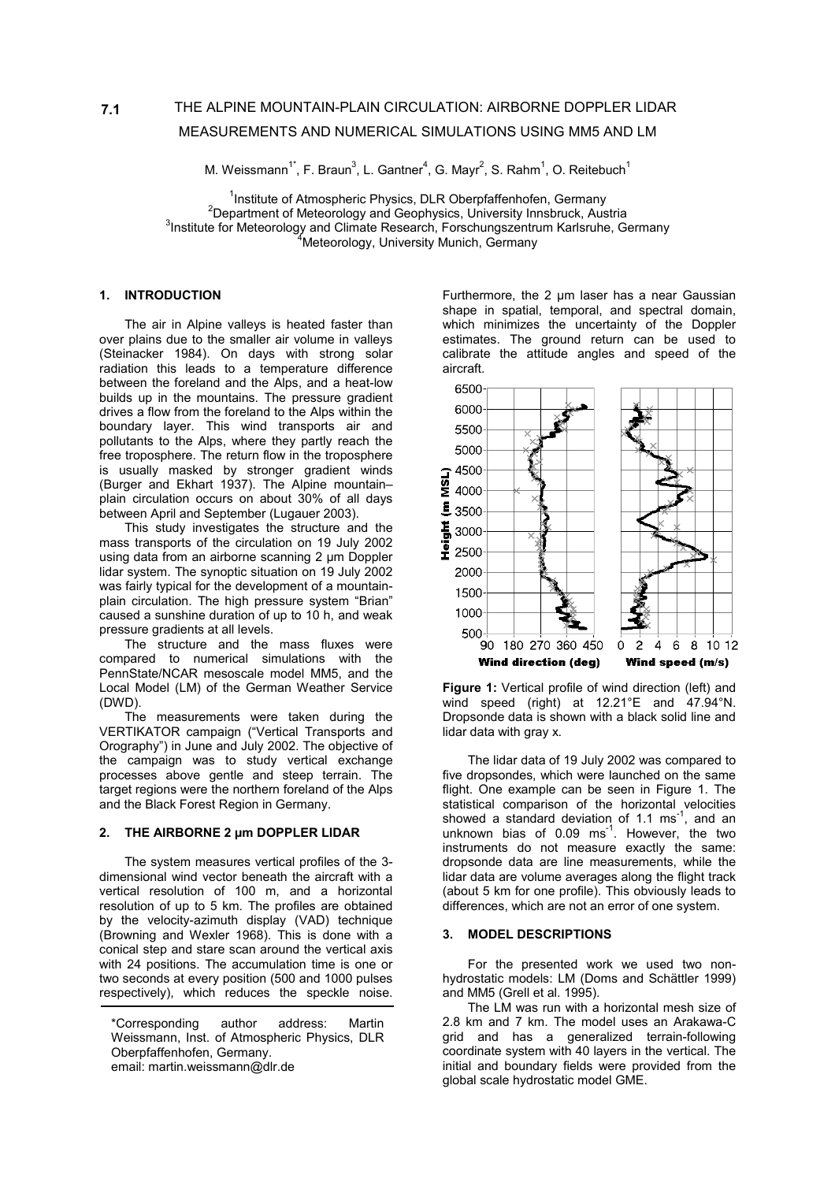**7.1**

# THE ALPINE MOUNTAIN-PLAIN CIRCULATION: AIRBORNE DOPPLER LIDAR MEASUREMENTS AND NUMERICAL SIMULATIONS USING MM5 AND LM

M. Weissmann[1*], F. Braun[3], L. Gantner[4], G. Mayr[2], S. Rahm[1], O. Reitebuch[1]

[1]Institute of Atmospheric Physics, DLR Oberpfaffenhofen, Germany
[2]Department of Meteorology and Geophysics, University Innsbruck, Austria
[3]Institute for Meteorology and Climate Research, Forschungszentrum Karlsruhe, Germany
[4]Meteorology, University Munich, Germany

## 1. INTRODUCTION

The air in Alpine valleys is heated faster than over plains due to the smaller air volume in valleys (Steinacker 1984). On days with strong solar radiation this leads to a temperature difference between the foreland and the Alps, and a heat-low builds up in the mountains. The pressure gradient drives a flow from the foreland to the Alps within the boundary layer. This wind transports air and pollutants to the Alps, where they partly reach the free troposphere. The return flow in the troposphere is usually masked by stronger gradient winds (Burger and Ekhart 1937). The Alpine mountain–plain circulation occurs on about 30% of all days between April and September (Lugauer 2003).

This study investigates the structure and the mass transports of the circulation on 19 July 2002 using data from an airborne scanning 2 µm Doppler lidar system. The synoptic situation on 19 July 2002 was fairly typical for the development of a mountain-plain circulation. The high pressure system "Brian" caused a sunshine duration of up to 10 h, and weak pressure gradients at all levels.

The structure and the mass fluxes were compared to numerical simulations with the PennState/NCAR mesoscale model MM5, and the Local Model (LM) of the German Weather Service (DWD).

The measurements were taken during the VERTIKATOR campaign ("Vertical Transports and Orography") in June and July 2002. The objective of the campaign was to study vertical exchange processes above gentle and steep terrain. The target regions were the northern foreland of the Alps and the Black Forest Region in Germany.

## 2. THE AIRBORNE 2 µm DOPPLER LIDAR

The system measures vertical profiles of the 3-dimensional wind vector beneath the aircraft with a vertical resolution of 100 m, and a horizontal resolution of up to 5 km. The profiles are obtained by the velocity-azimuth display (VAD) technique (Browning and Wexler 1968). This is done with a conical step and stare scan around the vertical axis with 24 positions. The accumulation time is one or two seconds at every position (500 and 1000 pulses respectively), which reduces the speckle noise. Furthermore, the 2 µm laser has a near Gaussian shape in spatial, temporal, and spectral domain, which minimizes the uncertainty of the Doppler estimates. The ground return can be used to calibrate the attitude angles and speed of the aircraft.

\*Corresponding author address: Martin Weissmann, Inst. of Atmospheric Physics, DLR Oberpfaffenhofen, Germany.
email: martin.weissmann@dlr.de

**Figure 1:** Vertical profile of wind direction (left) and wind speed (right) at 12.21°E and 47.94°N. Dropsonde data is shown with a black solid line and lidar data with gray x.

The lidar data of 19 July 2002 was compared to five dropsondes, which were launched on the same flight. One example can be seen in Figure 1. The statistical comparison of the horizontal velocities showed a standard deviation of 1.1 $ms^{-1}$, and an unknown bias of 0.09 $ms^{-1}$. However, the two instruments do not measure exactly the same: dropsonde data are line measurements, while the lidar data are volume averages along the flight track (about 5 km for one profile). This obviously leads to differences, which are not an error of one system.

## 3. MODEL DESCRIPTIONS

For the presented work we used two non-hydrostatic models: LM (Doms and Schättler 1999) and MM5 (Grell et al. 1995).

The LM was run with a horizontal mesh size of 2.8 km and 7 km. The model uses an Arakawa-C grid and has a generalized terrain-following coordinate system with 40 layers in the vertical. The initial and boundary fields were provided from the global scale hydrostatic model GME.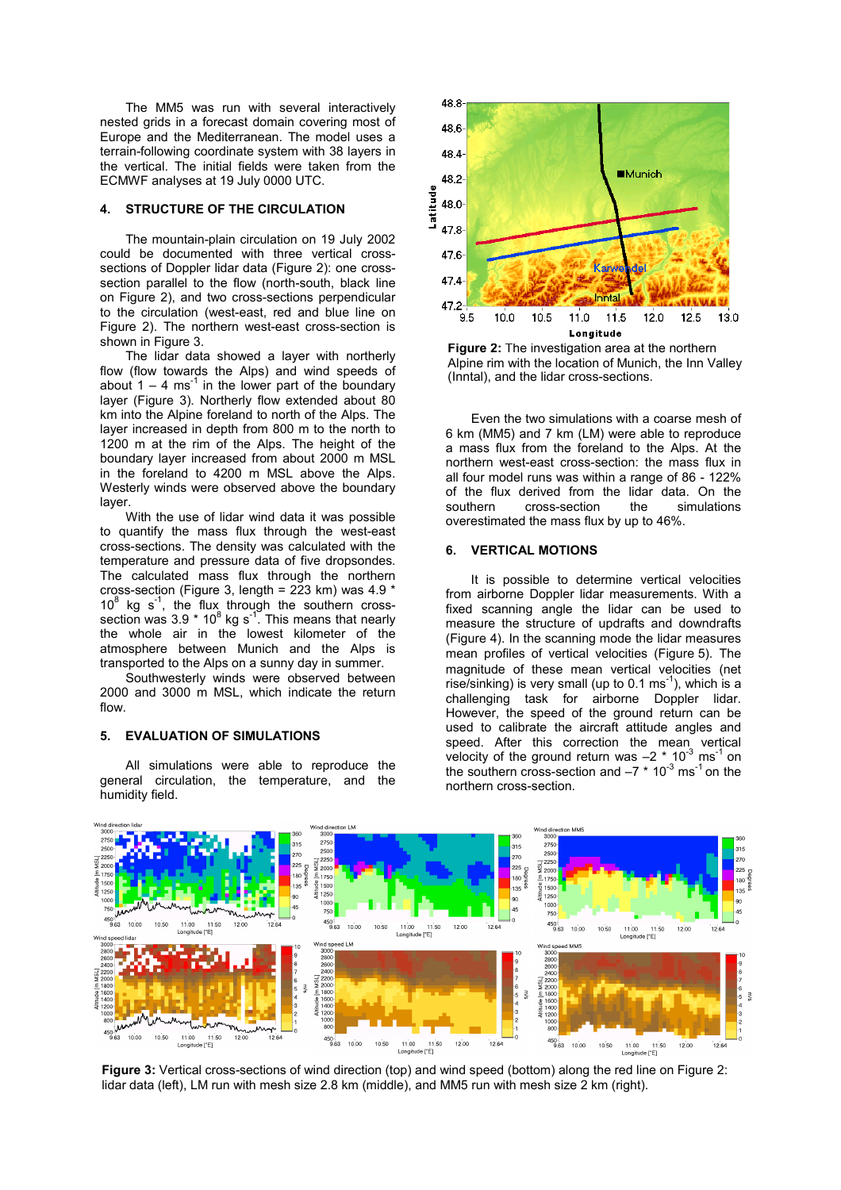The MM5 was run with several interactively nested grids in a forecast domain covering most of Europe and the Mediterranean. The model uses a terrain-following coordinate system with 38 layers in the vertical. The initial fields were taken from the ECMWF analyses at 19 July 0000 UTC.

## 4. STRUCTURE OF THE CIRCULATION

The mountain-plain circulation on 19 July 2002 could be documented with three vertical cross-sections of Doppler lidar data (Figure 2): one cross-section parallel to the flow (north-south, black line on Figure 2), and two cross-sections perpendicular to the circulation (west-east, red and blue line on Figure 2). The northern west-east cross-section is shown in Figure 3.

The lidar data showed a layer with northerly flow (flow towards the Alps) and wind speeds of about 1 – 4 $ms^{-1}$ in the lower part of the boundary layer (Figure 3). Northerly flow extended about 80 km into the Alpine foreland to north of the Alps. The layer increased in depth from 800 m to the north to 1200 m at the rim of the Alps. The height of the boundary layer increased from about 2000 m MSL in the foreland to 4200 m MSL above the Alps. Westerly winds were observed above the boundary layer.

With the use of lidar wind data it was possible to quantify the mass flux through the west-east cross-sections. The density was calculated with the temperature and pressure data of five dropsondes. The calculated mass flux through the northern cross-section (Figure 3, length = 223 km) was 4.9 * $10^8$ kg $s^{-1}$, the flux through the southern cross-section was 3.9 * $10^8$ kg $s^{-1}$. This means that nearly the whole air in the lowest kilometer of the atmosphere between Munich and the Alps is transported to the Alps on a sunny day in summer.

Southwesterly winds were observed between 2000 and 3000 m MSL, which indicate the return flow.

## 5. EVALUATION OF SIMULATIONS

All simulations were able to reproduce the general circulation, the temperature, and the humidity field.

**Figure 2:** The investigation area at the northern Alpine rim with the location of Munich, the Inn Valley (Inntal), and the lidar cross-sections.

Even the two simulations with a coarse mesh of 6 km (MM5) and 7 km (LM) were able to reproduce a mass flux from the foreland to the Alps. At the northern west-east cross-section: the mass flux in all four model runs was within a range of 86 - 122% of the flux derived from the lidar data. On the southern cross-section the simulations overestimated the mass flux by up to 46%.

## 6. VERTICAL MOTIONS

It is possible to determine vertical velocities from airborne Doppler lidar measurements. With a fixed scanning angle the lidar can be used to measure the structure of updrafts and downdrafts (Figure 4). In the scanning mode the lidar measures mean profiles of vertical velocities (Figure 5). The magnitude of these mean vertical velocities (net rise/sinking) is very small (up to 0.1 $ms^{-1}$), which is a challenging task for airborne Doppler lidar. However, the speed of the ground return can be used to calibrate the aircraft attitude angles and speed. After this correction the mean vertical velocity of the ground return was –2 * $10^{-3}$ $ms^{-1}$ on the southern cross-section and –7 * $10^{-3}$ $ms^{-1}$ on the northern cross-section.

**Figure 3:** Vertical cross-sections of wind direction (top) and wind speed (bottom) along the red line on Figure 2: lidar data (left), LM run with mesh size 2.8 km (middle), and MM5 run with mesh size 2 km (right).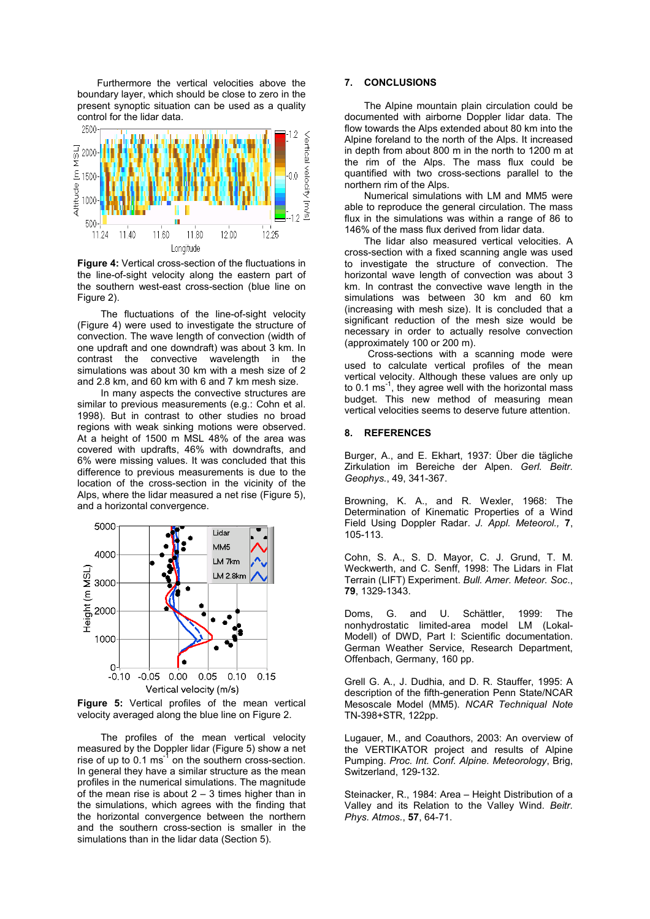Furthermore the vertical velocities above the boundary layer, which should be close to zero in the present synoptic situation can be used as a quality control for the lidar data.

2500
2000
1500
1000
500
Altitude [m MSL]
11.24 11.40 11.60 11.80 12.00 12.25
Longitude
1.2
0.0
-1.2
Vertical velocity [m/s]

**Figure 4:** Vertical cross-section of the fluctuations in the line-of-sight velocity along the eastern part of the southern west-east cross-section (blue line on Figure 2).

The fluctuations of the line-of-sight velocity (Figure 4) were used to investigate the structure of convection. The wave length of convection (width of one updraft and one downdraft) was about 3 km. In contrast the convective wavelength in the simulations was about 30 km with a mesh size of 2 and 2.8 km, and 60 km with 6 and 7 km mesh size.

In many aspects the convective structures are similar to previous measurements (e.g.: Cohn et al. 1998). But in contrast to other studies no broad regions with weak sinking motions were observed. At a height of 1500 m MSL 48% of the area was covered with updrafts, 46% with downdrafts, and 6% were missing values. It was concluded that this difference to previous measurements is due to the location of the cross-section in the vicinity of the Alps, where the lidar measured a net rise (Figure 5), and a horizontal convergence.

5000
4000
3000
2000
1000
0
Height (m MSL)
-0.10 -0.05 0.00 0.05 0.10 0.15
Vertical velocity (m/s)
Lidar
MM5
LM 7km
LM 2.8km

**Figure 5:** Vertical profiles of the mean vertical velocity averaged along the blue line on Figure 2.

The profiles of the mean vertical velocity measured by the Doppler lidar (Figure 5) show a net rise of up to 0.1 $ms^{-1}$ on the southern cross-section. In general they have a similar structure as the mean profiles in the numerical simulations. The magnitude of the mean rise is about 2 – 3 times higher than in the simulations, which agrees with the finding that the horizontal convergence between the northern and the southern cross-section is smaller in the simulations than in the lidar data (Section 5).

## 7. CONCLUSIONS

The Alpine mountain plain circulation could be documented with airborne Doppler lidar data. The flow towards the Alps extended about 80 km into the Alpine foreland to the north of the Alps. It increased in depth from about 800 m in the north to 1200 m at the rim of the Alps. The mass flux could be quantified with two cross-sections parallel to the northern rim of the Alps.

Numerical simulations with LM and MM5 were able to reproduce the general circulation. The mass flux in the simulations was within a range of 86 to 146% of the mass flux derived from lidar data.

The lidar also measured vertical velocities. A cross-section with a fixed scanning angle was used to investigate the structure of convection. The horizontal wave length of convection was about 3 km. In contrast the convective wave length in the simulations was between 30 km and 60 km (increasing with mesh size). It is concluded that a significant reduction of the mesh size would be necessary in order to actually resolve convection (approximately 100 or 200 m).

Cross-sections with a scanning mode were used to calculate vertical profiles of the mean vertical velocity. Although these values are only up to 0.1 $ms^{-1}$, they agree well with the horizontal mass budget. This new method of measuring mean vertical velocities seems to deserve future attention.

## 8. REFERENCES

Burger, A., and E. Ekhart, 1937: Über die tägliche Zirkulation im Bereiche der Alpen. *Gerl. Beitr. Geophys.*, 49, 341-367.

Browning, K. A., and R. Wexler, 1968: The Determination of Kinematic Properties of a Wind Field Using Doppler Radar. *J. Appl. Meteorol.*, **7**, 105-113.

Cohn, S. A., S. D. Mayor, C. J. Grund, T. M. Weckwerth, and C. Senff, 1998: The Lidars in Flat Terrain (LIFT) Experiment. *Bull. Amer. Meteor. Soc.*, **79**, 1329-1343.

Doms, G. and U. Schättler, 1999: The nonhydrostatic limited-area model LM (Lokal-Modell) of DWD, Part I: Scientific documentation. German Weather Service, Research Department, Offenbach, Germany, 160 pp.

Grell G. A., J. Dudhia, and D. R. Stauffer, 1995: A description of the fifth-generation Penn State/NCAR Mesoscale Model (MM5). *NCAR Techniqual Note* TN-398+STR, 122pp.

Lugauer, M., and Coauthors, 2003: An overview of the VERTIKATOR project and results of Alpine Pumping. *Proc. Int. Conf. Alpine. Meteorology*, Brig, Switzerland, 129-132.

Steinacker, R., 1984: Area – Height Distribution of a Valley and its Relation to the Valley Wind. *Beitr. Phys. Atmos.*, **57**, 64-71.